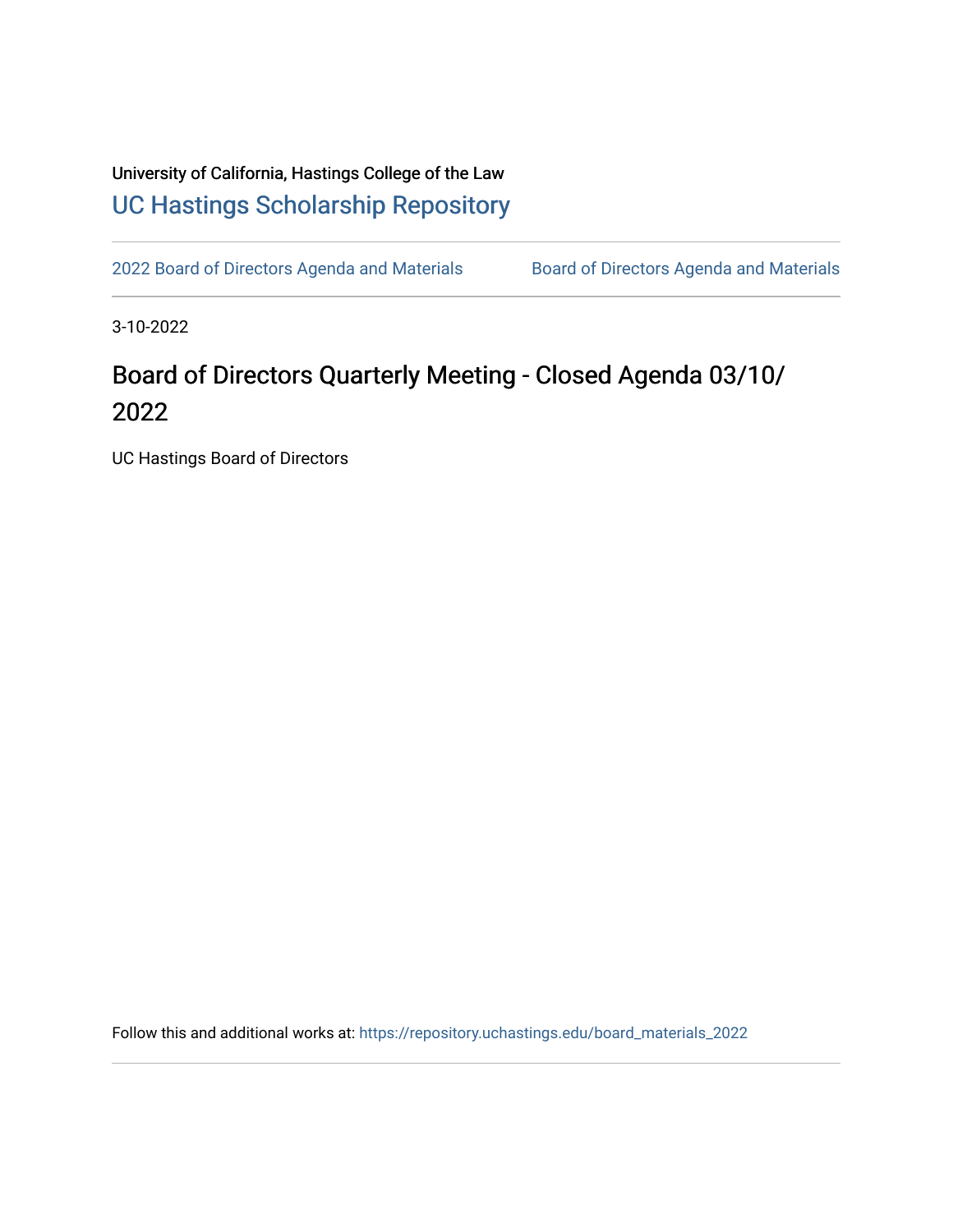University of California, Hastings College of the Law

UC Hastings Scholarship Repository

2022 Board of Directors Agenda and Materials | Board of Directors Agenda and Materials

3-10-2022

# Board of Directors Quarterly Meeting - Closed Agenda 03/10/2022

UC Hastings Board of Directors

Follow this and additional works at: https://repository.uchastings.edu/board_materials_2022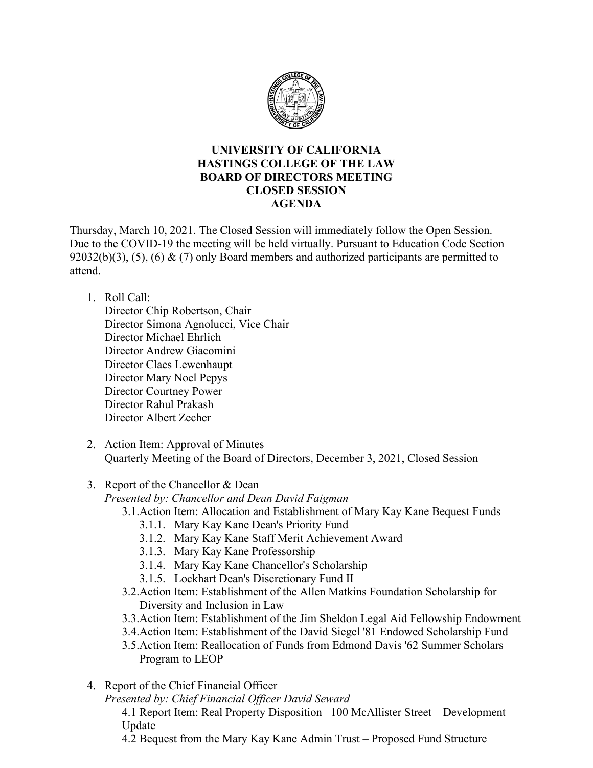**UNIVERSITY OF CALIFORNIA**
**HASTINGS COLLEGE OF THE LAW**
**BOARD OF DIRECTORS MEETING**
**CLOSED SESSION**
**AGENDA**

Thursday, March 10, 2021. The Closed Session will immediately follow the Open Session. Due to the COVID-19 the meeting will be held virtually. Pursuant to Education Code Section 92032(b)(3), (5), (6) & (7) only Board members and authorized participants are permitted to attend.

1. Roll Call:
   Director Chip Robertson, Chair
   Director Simona Agnolucci, Vice Chair
   Director Michael Ehrlich
   Director Andrew Giacomini
   Director Claes Lewenhaupt
   Director Mary Noel Pepys
   Director Courtney Power
   Director Rahul Prakash
   Director Albert Zecher

2. Action Item: Approval of Minutes
   Quarterly Meeting of the Board of Directors, December 3, 2021, Closed Session

3. Report of the Chancellor & Dean
   *Presented by: Chancellor and Dean David Faigman*
   - 3.1. Action Item: Allocation and Establishment of Mary Kay Kane Bequest Funds
     - 3.1.1. Mary Kay Kane Dean's Priority Fund
     - 3.1.2. Mary Kay Kane Staff Merit Achievement Award
     - 3.1.3. Mary Kay Kane Professorship
     - 3.1.4. Mary Kay Kane Chancellor's Scholarship
     - 3.1.5. Lockhart Dean's Discretionary Fund II
   - 3.2. Action Item: Establishment of the Allen Matkins Foundation Scholarship for Diversity and Inclusion in Law
   - 3.3. Action Item: Establishment of the Jim Sheldon Legal Aid Fellowship Endowment
   - 3.4. Action Item: Establishment of the David Siegel '81 Endowed Scholarship Fund
   - 3.5. Action Item: Reallocation of Funds from Edmond Davis '62 Summer Scholars Program to LEOP

4. Report of the Chief Financial Officer
   *Presented by: Chief Financial Officer David Seward*
   - 4.1 Report Item: Real Property Disposition –100 McAllister Street – Development Update
   - 4.2 Bequest from the Mary Kay Kane Admin Trust – Proposed Fund Structure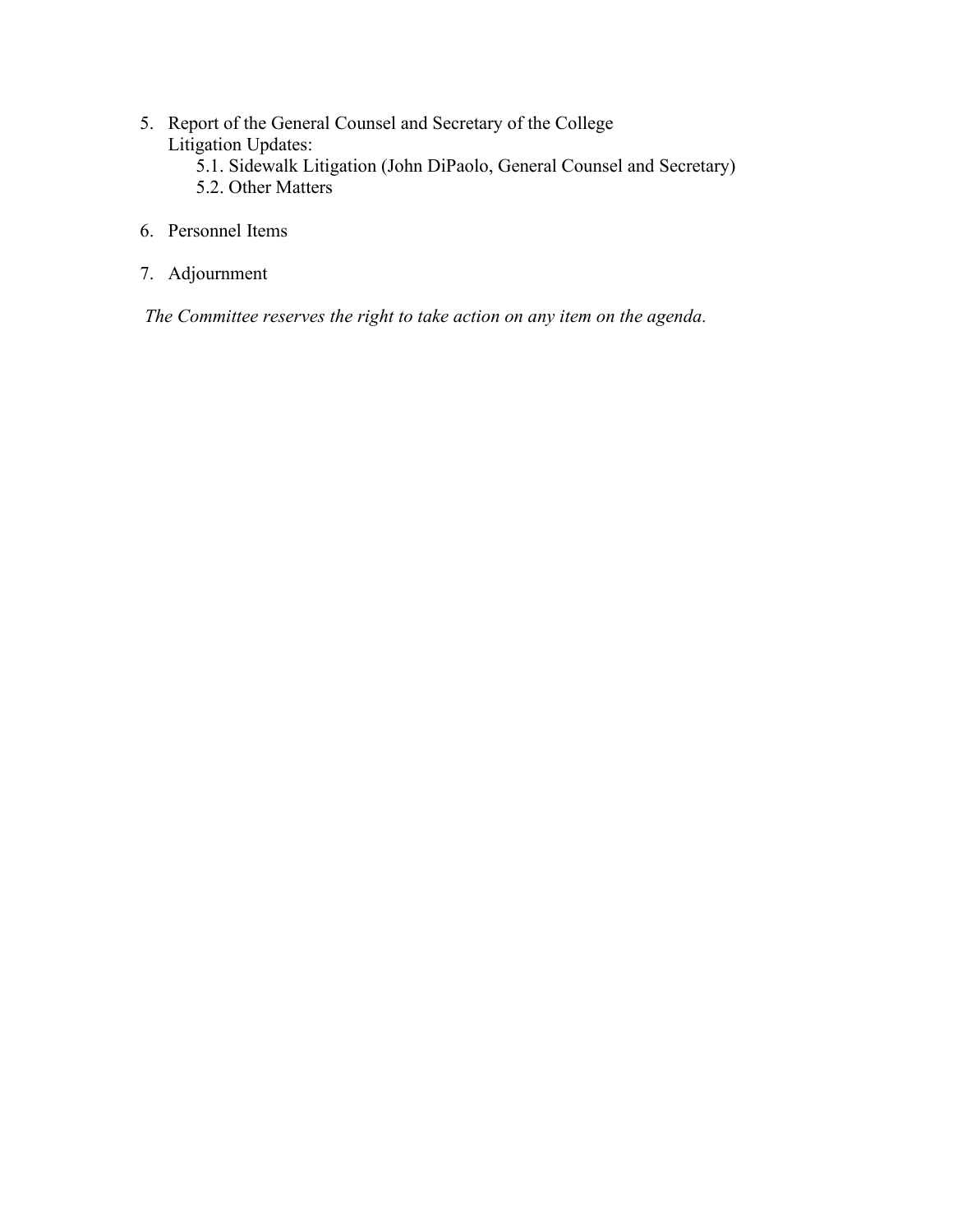5. Report of the General Counsel and Secretary of the College
   Litigation Updates:
   5.1. Sidewalk Litigation (John DiPaolo, General Counsel and Secretary)
   5.2. Other Matters

6. Personnel Items

7. Adjournment

*The Committee reserves the right to take action on any item on the agenda.*